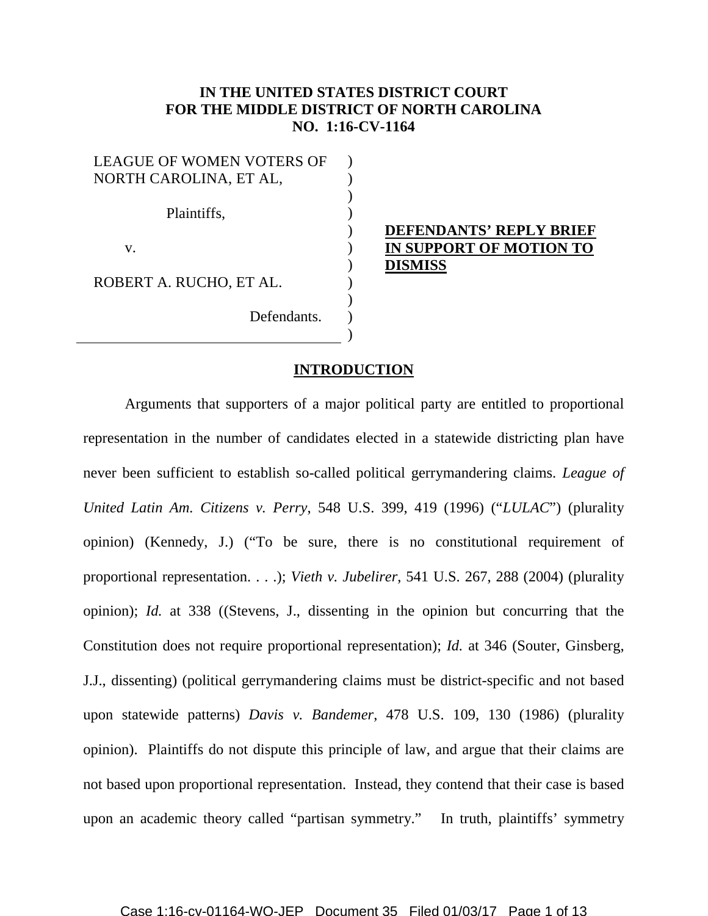**IN THE UNITED STATES DISTRICT COURT**
**FOR THE MIDDLE DISTRICT OF NORTH CAROLINA**
**NO. 1:16-CV-1164**

LEAGUE OF WOMEN VOTERS OF NORTH CAROLINA, ET AL,

Plaintiffs,

v.

ROBERT A. RUCHO, ET AL.

Defendants.

**DEFENDANTS' REPLY BRIEF IN SUPPORT OF MOTION TO DISMISS**

## INTRODUCTION

Arguments that supporters of a major political party are entitled to proportional representation in the number of candidates elected in a statewide districting plan have never been sufficient to establish so-called political gerrymandering claims. *League of United Latin Am. Citizens v. Perry*, 548 U.S. 399, 419 (1996) ("*LULAC*") (plurality opinion) (Kennedy, J.) ("To be sure, there is no constitutional requirement of proportional representation. . . .); *Vieth v. Jubelirer*, 541 U.S. 267, 288 (2004) (plurality opinion); *Id.* at 338 ((Stevens, J., dissenting in the opinion but concurring that the Constitution does not require proportional representation); *Id.* at 346 (Souter, Ginsberg, J.J., dissenting) (political gerrymandering claims must be district-specific and not based upon statewide patterns) *Davis v. Bandemer*, 478 U.S. 109, 130 (1986) (plurality opinion). Plaintiffs do not dispute this principle of law, and argue that their claims are not based upon proportional representation. Instead, they contend that their case is based upon an academic theory called "partisan symmetry." In truth, plaintiffs' symmetry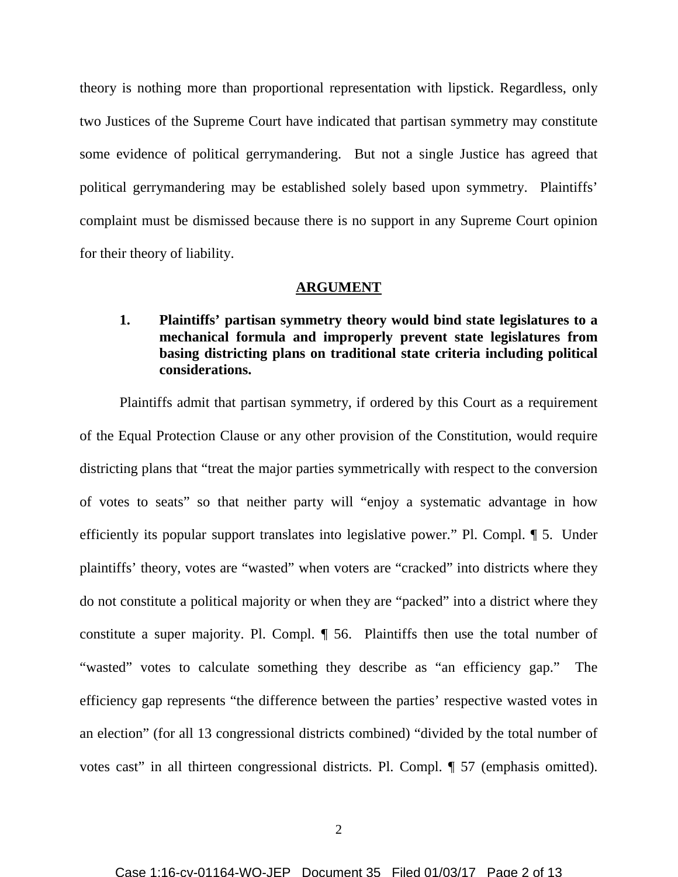theory is nothing more than proportional representation with lipstick. Regardless, only two Justices of the Supreme Court have indicated that partisan symmetry may constitute some evidence of political gerrymandering. But not a single Justice has agreed that political gerrymandering may be established solely based upon symmetry. Plaintiffs' complaint must be dismissed because there is no support in any Supreme Court opinion for their theory of liability.

## ARGUMENT

### 1. Plaintiffs' partisan symmetry theory would bind state legislatures to a mechanical formula and improperly prevent state legislatures from basing districting plans on traditional state criteria including political considerations.

Plaintiffs admit that partisan symmetry, if ordered by this Court as a requirement of the Equal Protection Clause or any other provision of the Constitution, would require districting plans that "treat the major parties symmetrically with respect to the conversion of votes to seats" so that neither party will "enjoy a systematic advantage in how efficiently its popular support translates into legislative power." Pl. Compl. ¶ 5. Under plaintiffs' theory, votes are "wasted" when voters are "cracked" into districts where they do not constitute a political majority or when they are "packed" into a district where they constitute a super majority. Pl. Compl. ¶ 56. Plaintiffs then use the total number of "wasted" votes to calculate something they describe as "an efficiency gap." The efficiency gap represents "the difference between the parties' respective wasted votes in an election" (for all 13 congressional districts combined) "divided by the total number of votes cast" in all thirteen congressional districts. Pl. Compl. ¶ 57 (emphasis omitted).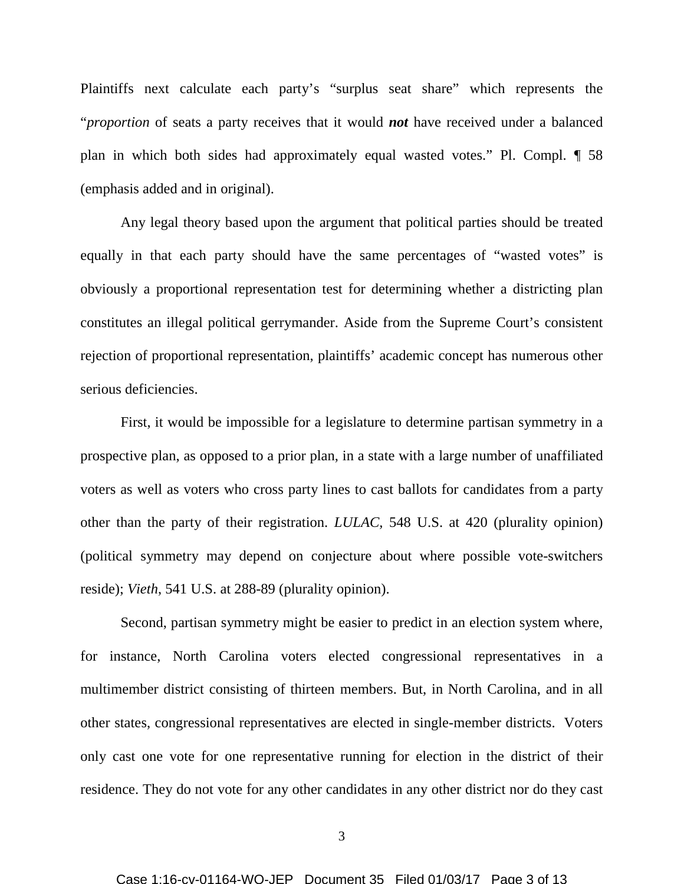Plaintiffs next calculate each party's "surplus seat share" which represents the "*proportion* of seats a party receives that it would ***not*** have received under a balanced plan in which both sides had approximately equal wasted votes." Pl. Compl. ¶ 58 (emphasis added and in original).

Any legal theory based upon the argument that political parties should be treated equally in that each party should have the same percentages of "wasted votes" is obviously a proportional representation test for determining whether a districting plan constitutes an illegal political gerrymander. Aside from the Supreme Court's consistent rejection of proportional representation, plaintiffs' academic concept has numerous other serious deficiencies.

First, it would be impossible for a legislature to determine partisan symmetry in a prospective plan, as opposed to a prior plan, in a state with a large number of unaffiliated voters as well as voters who cross party lines to cast ballots for candidates from a party other than the party of their registration. *LULAC*, 548 U.S. at 420 (plurality opinion) (political symmetry may depend on conjecture about where possible vote-switchers reside); *Vieth*, 541 U.S. at 288-89 (plurality opinion).

Second, partisan symmetry might be easier to predict in an election system where, for instance, North Carolina voters elected congressional representatives in a multimember district consisting of thirteen members. But, in North Carolina, and in all other states, congressional representatives are elected in single-member districts. Voters only cast one vote for one representative running for election in the district of their residence. They do not vote for any other candidates in any other district nor do they cast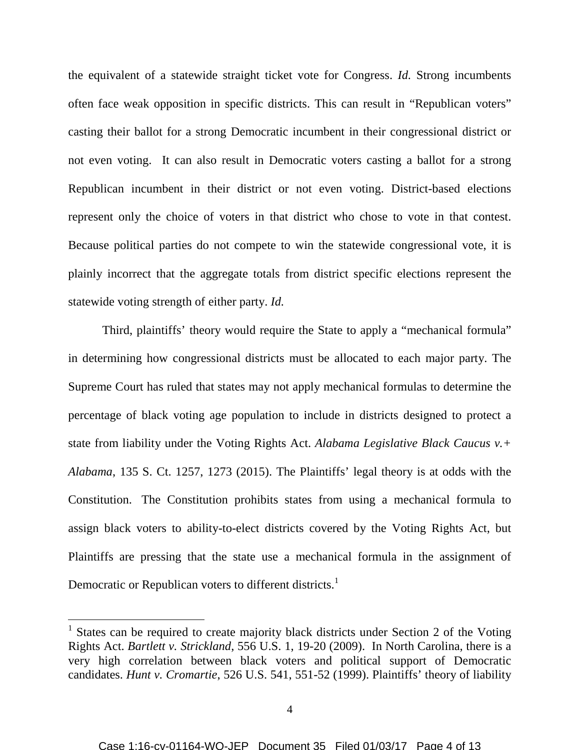the equivalent of a statewide straight ticket vote for Congress. *Id.* Strong incumbents often face weak opposition in specific districts. This can result in "Republican voters" casting their ballot for a strong Democratic incumbent in their congressional district or not even voting. It can also result in Democratic voters casting a ballot for a strong Republican incumbent in their district or not even voting. District-based elections represent only the choice of voters in that district who chose to vote in that contest. Because political parties do not compete to win the statewide congressional vote, it is plainly incorrect that the aggregate totals from district specific elections represent the statewide voting strength of either party. *Id.*

Third, plaintiffs' theory would require the State to apply a "mechanical formula" in determining how congressional districts must be allocated to each major party. The Supreme Court has ruled that states may not apply mechanical formulas to determine the percentage of black voting age population to include in districts designed to protect a state from liability under the Voting Rights Act. *Alabama Legislative Black Caucus v.+ Alabama*, 135 S. Ct. 1257, 1273 (2015). The Plaintiffs' legal theory is at odds with the Constitution. The Constitution prohibits states from using a mechanical formula to assign black voters to ability-to-elect districts covered by the Voting Rights Act, but Plaintiffs are pressing that the state use a mechanical formula in the assignment of Democratic or Republican voters to different districts.[1]

---

[1] States can be required to create majority black districts under Section 2 of the Voting Rights Act. *Bartlett v. Strickland*, 556 U.S. 1, 19-20 (2009). In North Carolina, there is a very high correlation between black voters and political support of Democratic candidates. *Hunt v. Cromartie*, 526 U.S. 541, 551-52 (1999). Plaintiffs' theory of liability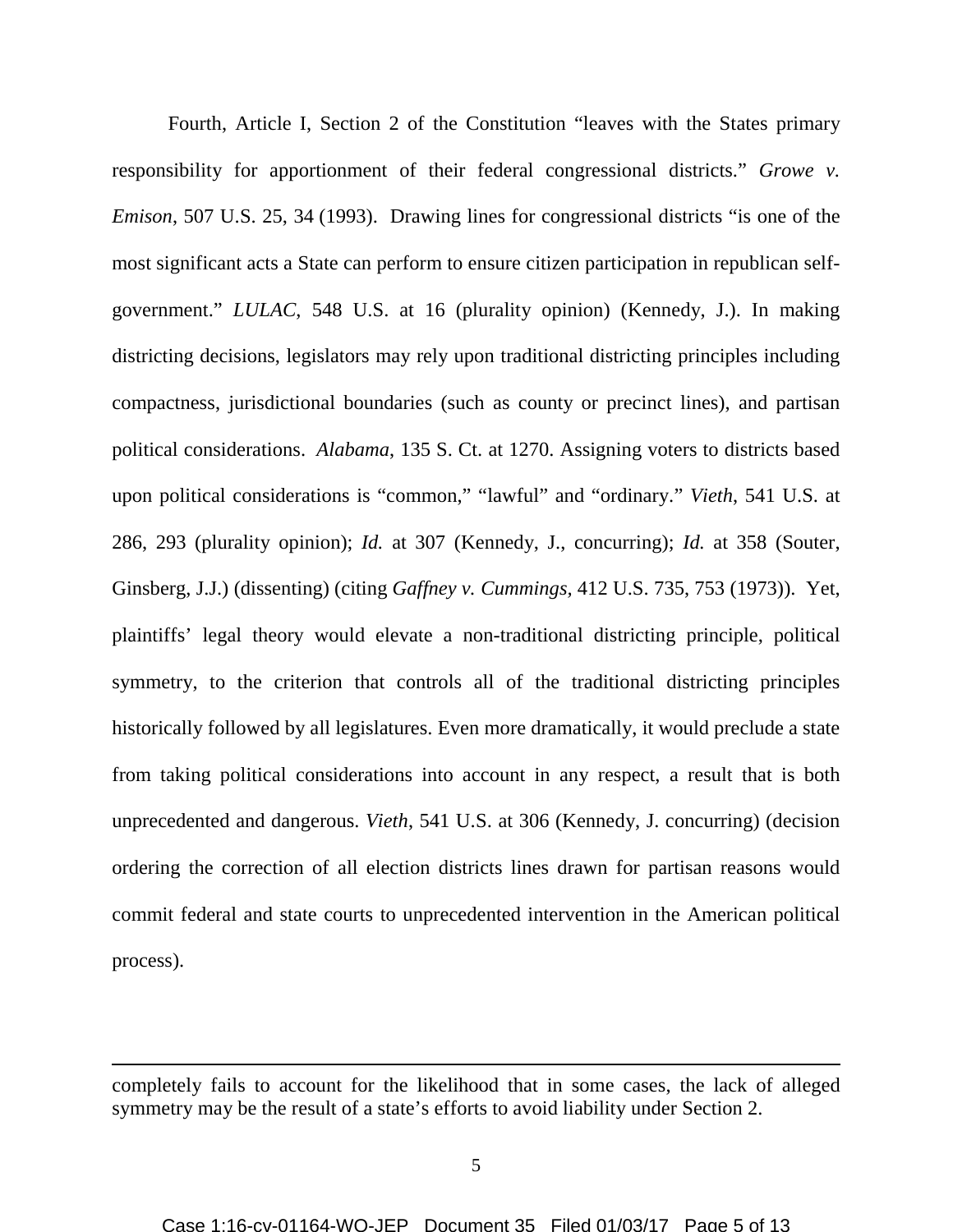Fourth, Article I, Section 2 of the Constitution "leaves with the States primary responsibility for apportionment of their federal congressional districts." *Growe v. Emison*, 507 U.S. 25, 34 (1993). Drawing lines for congressional districts "is one of the most significant acts a State can perform to ensure citizen participation in republican self-government." *LULAC*, 548 U.S. at 16 (plurality opinion) (Kennedy, J.). In making districting decisions, legislators may rely upon traditional districting principles including compactness, jurisdictional boundaries (such as county or precinct lines), and partisan political considerations. *Alabama*, 135 S. Ct. at 1270. Assigning voters to districts based upon political considerations is "common," "lawful" and "ordinary." *Vieth*, 541 U.S. at 286, 293 (plurality opinion); *Id.* at 307 (Kennedy, J., concurring); *Id.* at 358 (Souter, Ginsberg, J.J.) (dissenting) (citing *Gaffney v. Cummings*, 412 U.S. 735, 753 (1973)). Yet, plaintiffs' legal theory would elevate a non-traditional districting principle, political symmetry, to the criterion that controls all of the traditional districting principles historically followed by all legislatures. Even more dramatically, it would preclude a state from taking political considerations into account in any respect, a result that is both unprecedented and dangerous. *Vieth*, 541 U.S. at 306 (Kennedy, J. concurring) (decision ordering the correction of all election districts lines drawn for partisan reasons would commit federal and state courts to unprecedented intervention in the American political process).

---

completely fails to account for the likelihood that in some cases, the lack of alleged symmetry may be the result of a state's efforts to avoid liability under Section 2.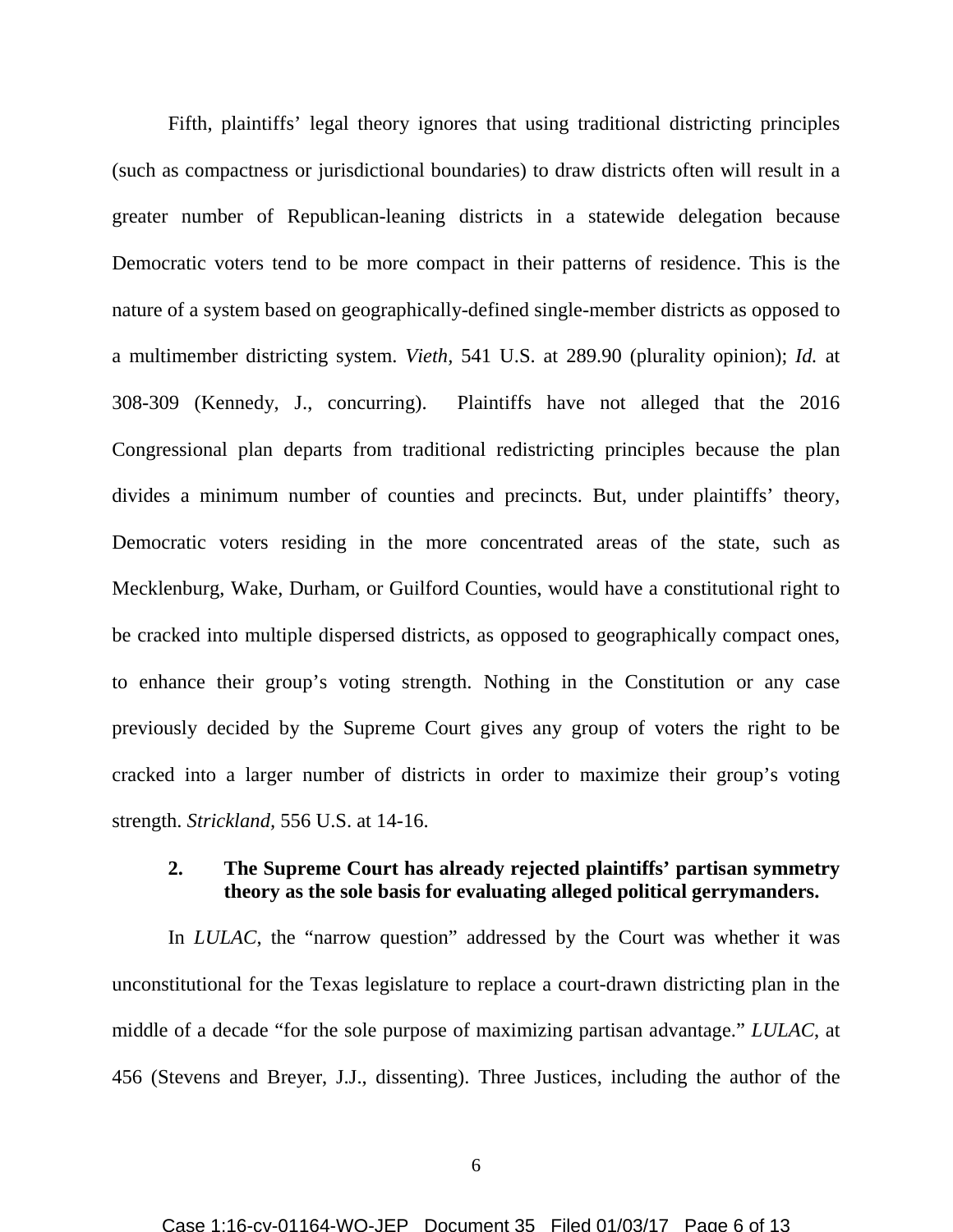Fifth, plaintiffs' legal theory ignores that using traditional districting principles (such as compactness or jurisdictional boundaries) to draw districts often will result in a greater number of Republican-leaning districts in a statewide delegation because Democratic voters tend to be more compact in their patterns of residence. This is the nature of a system based on geographically-defined single-member districts as opposed to a multimember districting system. *Vieth*, 541 U.S. at 289.90 (plurality opinion); *Id.* at 308-309 (Kennedy, J., concurring). Plaintiffs have not alleged that the 2016 Congressional plan departs from traditional redistricting principles because the plan divides a minimum number of counties and precincts. But, under plaintiffs' theory, Democratic voters residing in the more concentrated areas of the state, such as Mecklenburg, Wake, Durham, or Guilford Counties, would have a constitutional right to be cracked into multiple dispersed districts, as opposed to geographically compact ones, to enhance their group's voting strength. Nothing in the Constitution or any case previously decided by the Supreme Court gives any group of voters the right to be cracked into a larger number of districts in order to maximize their group's voting strength. *Strickland*, 556 U.S. at 14-16.

### 2. The Supreme Court has already rejected plaintiffs' partisan symmetry theory as the sole basis for evaluating alleged political gerrymanders.

In *LULAC*, the "narrow question" addressed by the Court was whether it was unconstitutional for the Texas legislature to replace a court-drawn districting plan in the middle of a decade "for the sole purpose of maximizing partisan advantage." *LULAC*, at 456 (Stevens and Breyer, J.J., dissenting). Three Justices, including the author of the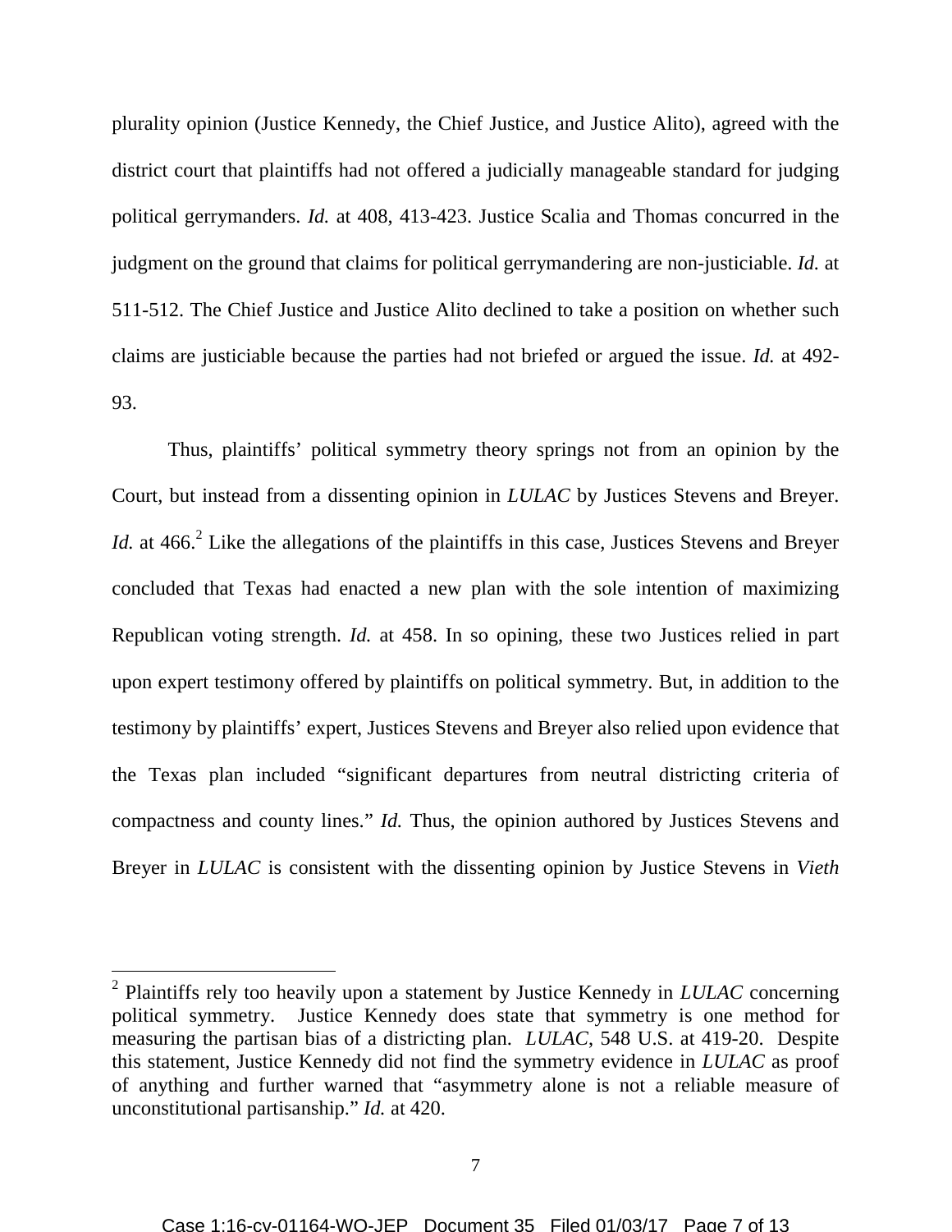plurality opinion (Justice Kennedy, the Chief Justice, and Justice Alito), agreed with the district court that plaintiffs had not offered a judicially manageable standard for judging political gerrymanders. *Id.* at 408, 413-423. Justice Scalia and Thomas concurred in the judgment on the ground that claims for political gerrymandering are non-justiciable. *Id.* at 511-512. The Chief Justice and Justice Alito declined to take a position on whether such claims are justiciable because the parties had not briefed or argued the issue. *Id.* at 492-93.

Thus, plaintiffs' political symmetry theory springs not from an opinion by the Court, but instead from a dissenting opinion in *LULAC* by Justices Stevens and Breyer. *Id.* at 466.[2] Like the allegations of the plaintiffs in this case, Justices Stevens and Breyer concluded that Texas had enacted a new plan with the sole intention of maximizing Republican voting strength. *Id.* at 458. In so opining, these two Justices relied in part upon expert testimony offered by plaintiffs on political symmetry. But, in addition to the testimony by plaintiffs' expert, Justices Stevens and Breyer also relied upon evidence that the Texas plan included "significant departures from neutral districting criteria of compactness and county lines." *Id.* Thus, the opinion authored by Justices Stevens and Breyer in *LULAC* is consistent with the dissenting opinion by Justice Stevens in *Vieth*

---

[2] Plaintiffs rely too heavily upon a statement by Justice Kennedy in *LULAC* concerning political symmetry. Justice Kennedy does state that symmetry is one method for measuring the partisan bias of a districting plan. *LULAC*, 548 U.S. at 419-20. Despite this statement, Justice Kennedy did not find the symmetry evidence in *LULAC* as proof of anything and further warned that "asymmetry alone is not a reliable measure of unconstitutional partisanship." *Id.* at 420.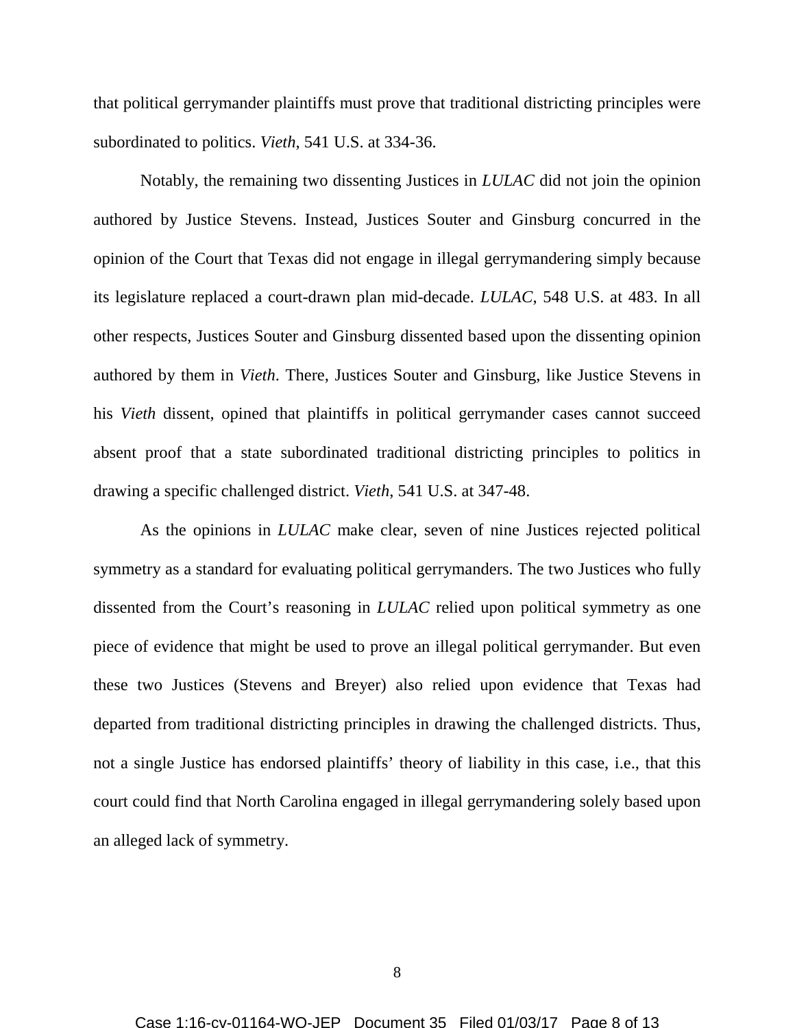that political gerrymander plaintiffs must prove that traditional districting principles were subordinated to politics. *Vieth*, 541 U.S. at 334-36.

Notably, the remaining two dissenting Justices in *LULAC* did not join the opinion authored by Justice Stevens. Instead, Justices Souter and Ginsburg concurred in the opinion of the Court that Texas did not engage in illegal gerrymandering simply because its legislature replaced a court-drawn plan mid-decade. *LULAC*, 548 U.S. at 483. In all other respects, Justices Souter and Ginsburg dissented based upon the dissenting opinion authored by them in *Vieth*. There, Justices Souter and Ginsburg, like Justice Stevens in his *Vieth* dissent, opined that plaintiffs in political gerrymander cases cannot succeed absent proof that a state subordinated traditional districting principles to politics in drawing a specific challenged district. *Vieth*, 541 U.S. at 347-48.

As the opinions in *LULAC* make clear, seven of nine Justices rejected political symmetry as a standard for evaluating political gerrymanders. The two Justices who fully dissented from the Court's reasoning in *LULAC* relied upon political symmetry as one piece of evidence that might be used to prove an illegal political gerrymander. But even these two Justices (Stevens and Breyer) also relied upon evidence that Texas had departed from traditional districting principles in drawing the challenged districts. Thus, not a single Justice has endorsed plaintiffs' theory of liability in this case, i.e., that this court could find that North Carolina engaged in illegal gerrymandering solely based upon an alleged lack of symmetry.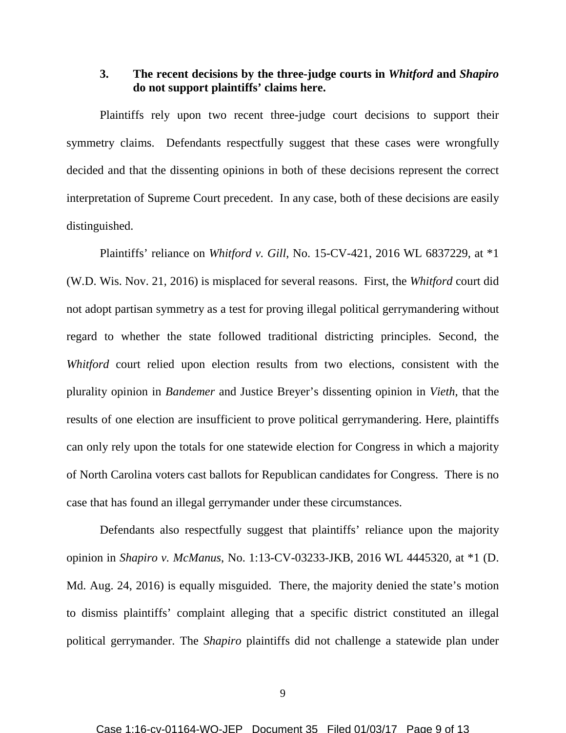### 3. The recent decisions by the three-judge courts in *Whitford* and *Shapiro* do not support plaintiffs' claims here.

Plaintiffs rely upon two recent three-judge court decisions to support their symmetry claims. Defendants respectfully suggest that these cases were wrongfully decided and that the dissenting opinions in both of these decisions represent the correct interpretation of Supreme Court precedent. In any case, both of these decisions are easily distinguished.

Plaintiffs' reliance on *Whitford v. Gill*, No. 15-CV-421, 2016 WL 6837229, at *1 (W.D. Wis. Nov. 21, 2016) is misplaced for several reasons. First, the *Whitford* court did not adopt partisan symmetry as a test for proving illegal political gerrymandering without regard to whether the state followed traditional districting principles. Second, the *Whitford* court relied upon election results from two elections, consistent with the plurality opinion in *Bandemer* and Justice Breyer's dissenting opinion in *Vieth*, that the results of one election are insufficient to prove political gerrymandering. Here, plaintiffs can only rely upon the totals for one statewide election for Congress in which a majority of North Carolina voters cast ballots for Republican candidates for Congress. There is no case that has found an illegal gerrymander under these circumstances.

Defendants also respectfully suggest that plaintiffs' reliance upon the majority opinion in *Shapiro v. McManus*, No. 1:13-CV-03233-JKB, 2016 WL 4445320, at *1 (D. Md. Aug. 24, 2016) is equally misguided. There, the majority denied the state's motion to dismiss plaintiffs' complaint alleging that a specific district constituted an illegal political gerrymander. The *Shapiro* plaintiffs did not challenge a statewide plan under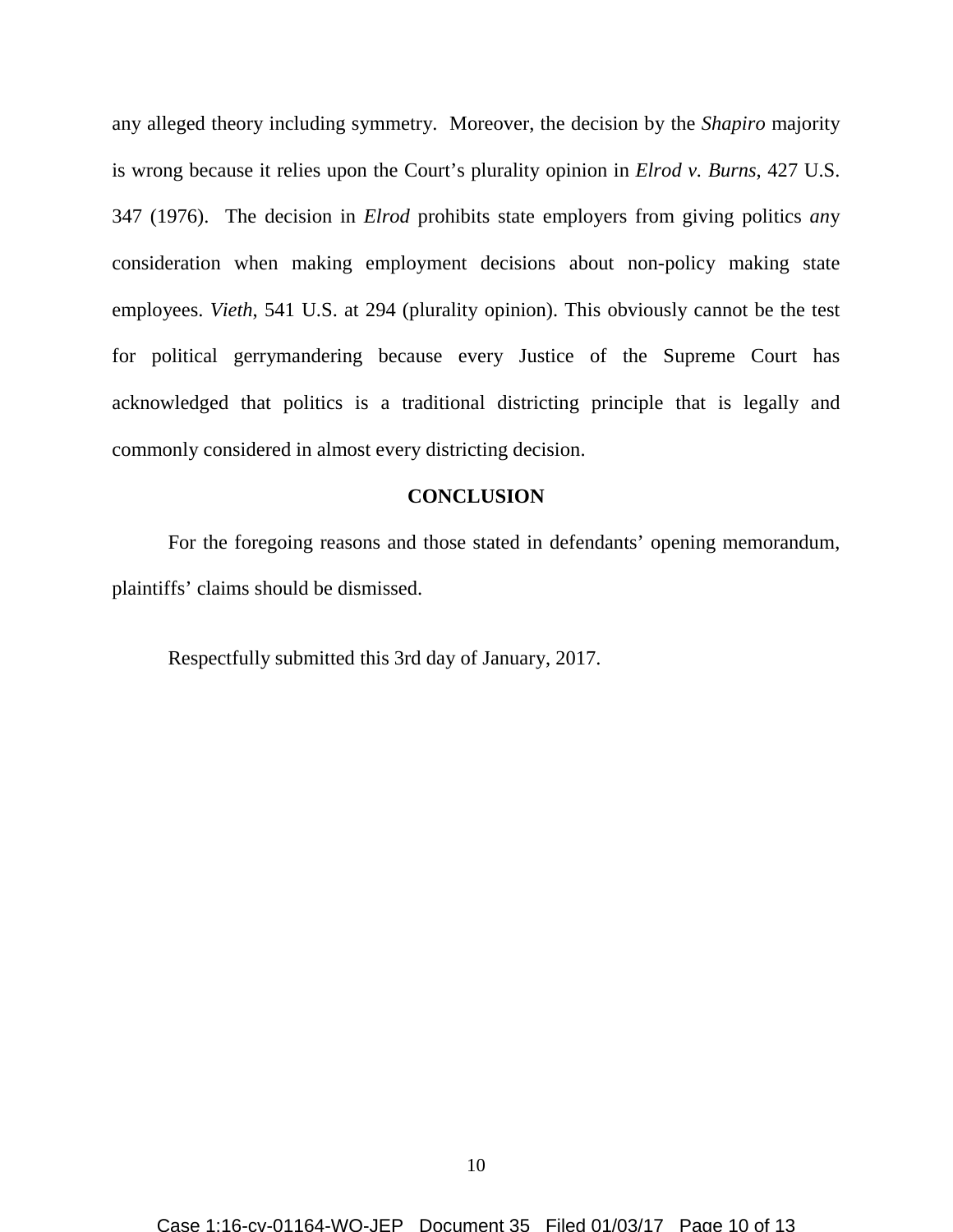any alleged theory including symmetry. Moreover, the decision by the *Shapiro* majority is wrong because it relies upon the Court's plurality opinion in *Elrod v. Burns*, 427 U.S. 347 (1976). The decision in *Elrod* prohibits state employers from giving politics *an*y consideration when making employment decisions about non-policy making state employees. *Vieth*, 541 U.S. at 294 (plurality opinion). This obviously cannot be the test for political gerrymandering because every Justice of the Supreme Court has acknowledged that politics is a traditional districting principle that is legally and commonly considered in almost every districting decision.

## CONCLUSION

For the foregoing reasons and those stated in defendants' opening memorandum, plaintiffs' claims should be dismissed.

Respectfully submitted this 3rd day of January, 2017.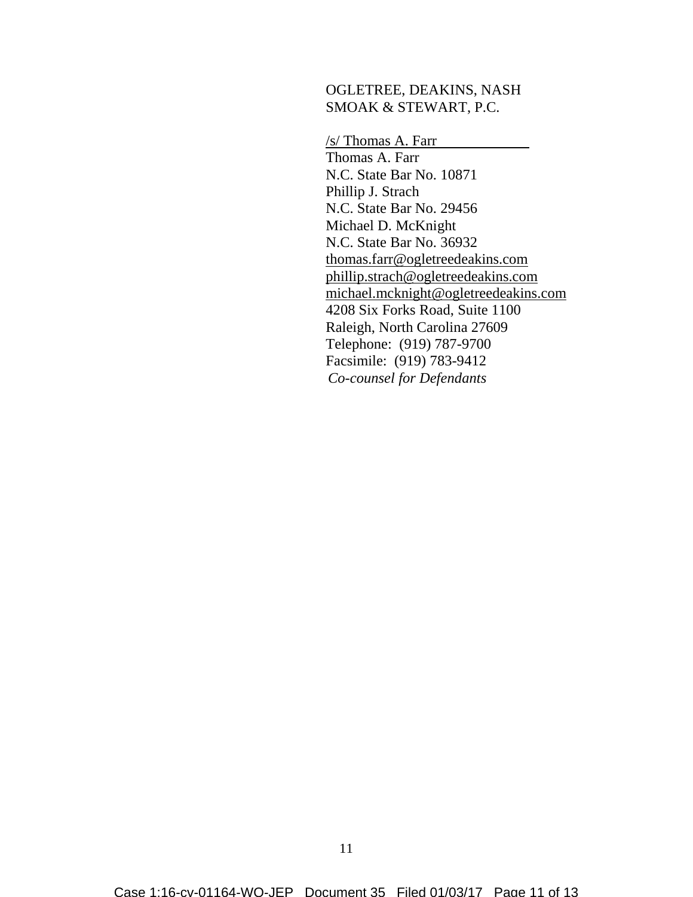OGLETREE, DEAKINS, NASH
SMOAK & STEWART, P.C.

/s/ Thomas A. Farr
Thomas A. Farr
N.C. State Bar No. 10871
Phillip J. Strach
N.C. State Bar No. 29456
Michael D. McKnight
N.C. State Bar No. 36932
thomas.farr@ogletreedeakins.com
phillip.strach@ogletreedeakins.com
michael.mcknight@ogletreedeakins.com
4208 Six Forks Road, Suite 1100
Raleigh, North Carolina 27609
Telephone: (919) 787-9700
Facsimile: (919) 783-9412
*Co-counsel for Defendants*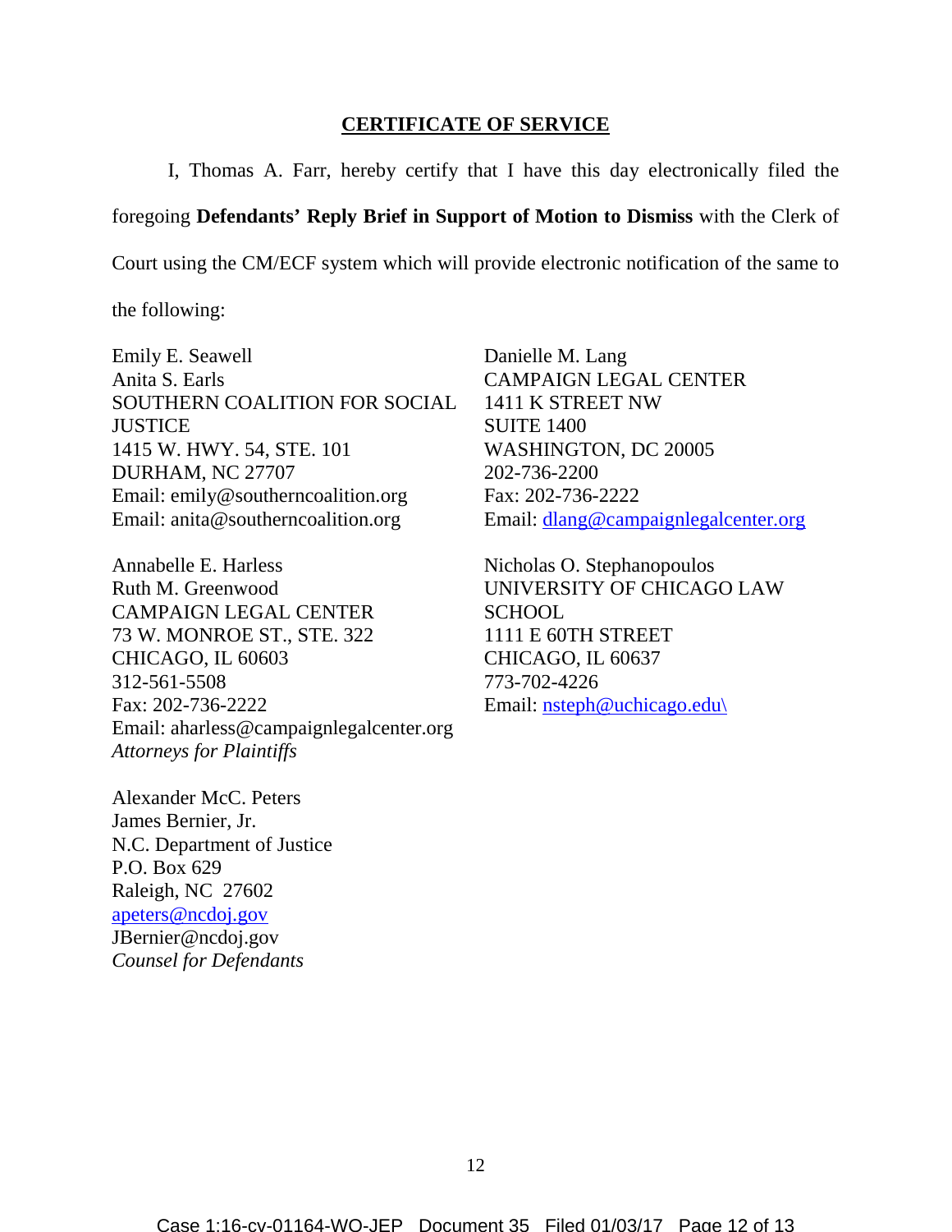## CERTIFICATE OF SERVICE

I, Thomas A. Farr, hereby certify that I have this day electronically filed the foregoing **Defendants' Reply Brief in Support of Motion to Dismiss** with the Clerk of Court using the CM/ECF system which will provide electronic notification of the same to the following:

Emily E. Seawell
Anita S. Earls
SOUTHERN COALITION FOR SOCIAL JUSTICE
1415 W. HWY. 54, STE. 101
DURHAM, NC 27707
Email: emily@southerncoalition.org
Email: anita@southerncoalition.org

Danielle M. Lang
CAMPAIGN LEGAL CENTER
1411 K STREET NW
SUITE 1400
WASHINGTON, DC 20005
202-736-2200
Fax: 202-736-2222
Email: dlang@campaignlegalcenter.org

Annabelle E. Harless
Ruth M. Greenwood
CAMPAIGN LEGAL CENTER
73 W. MONROE ST., STE. 322
CHICAGO, IL 60603
312-561-5508
Fax: 202-736-2222
Email: aharless@campaignlegalcenter.org
*Attorneys for Plaintiffs*

Nicholas O. Stephanopoulos
UNIVERSITY OF CHICAGO LAW SCHOOL
1111 E 60TH STREET
CHICAGO, IL 60637
773-702-4226
Email: nsteph@uchicago.edu\

Alexander McC. Peters
James Bernier, Jr.
N.C. Department of Justice
P.O. Box 629
Raleigh, NC 27602
apeters@ncdoj.gov
JBernier@ncdoj.gov
*Counsel for Defendants*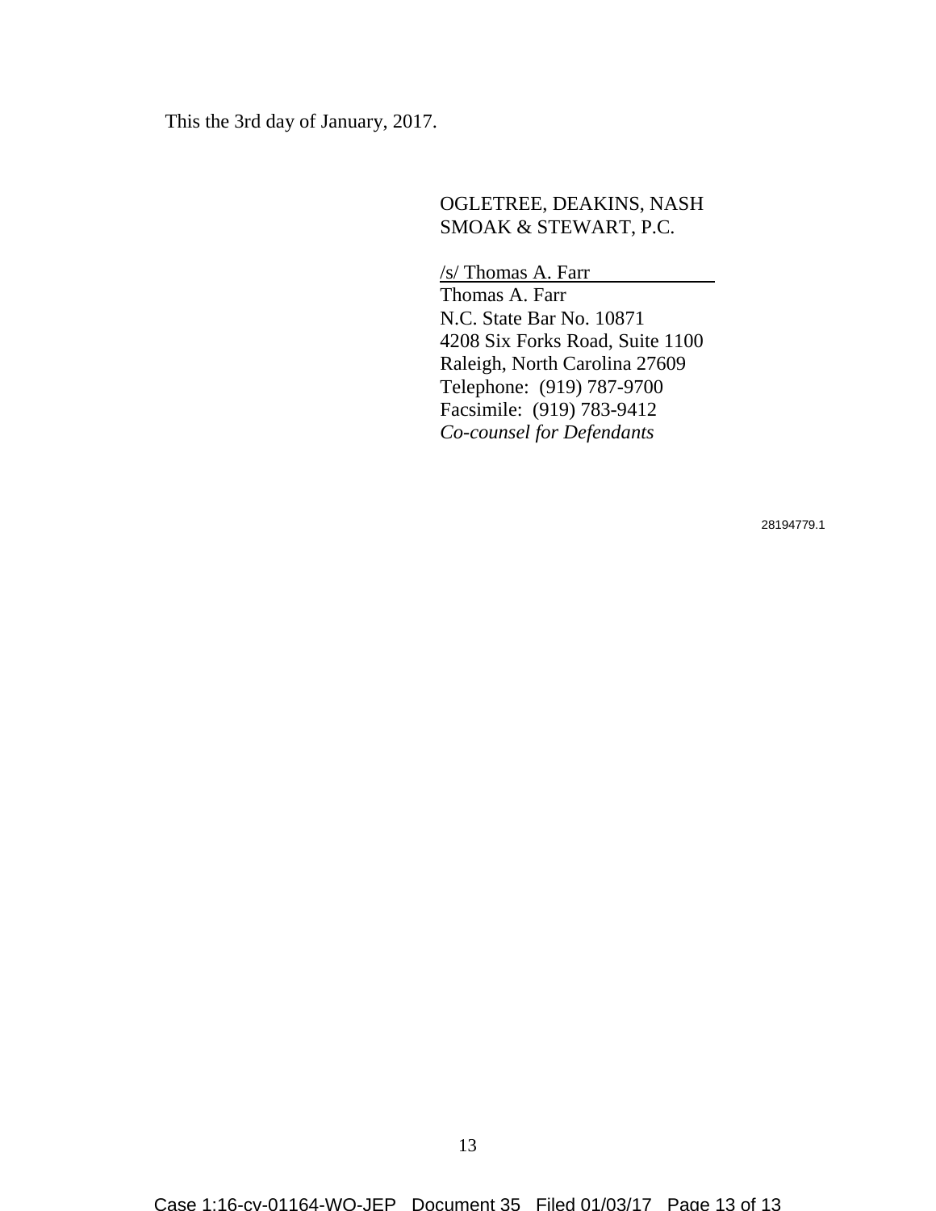This the 3rd day of January, 2017.

OGLETREE, DEAKINS, NASH
SMOAK & STEWART, P.C.

/s/ Thomas A. Farr
Thomas A. Farr
N.C. State Bar No. 10871
4208 Six Forks Road, Suite 1100
Raleigh, North Carolina 27609
Telephone: (919) 787-9700
Facsimile: (919) 783-9412
*Co-counsel for Defendants*

28194779.1